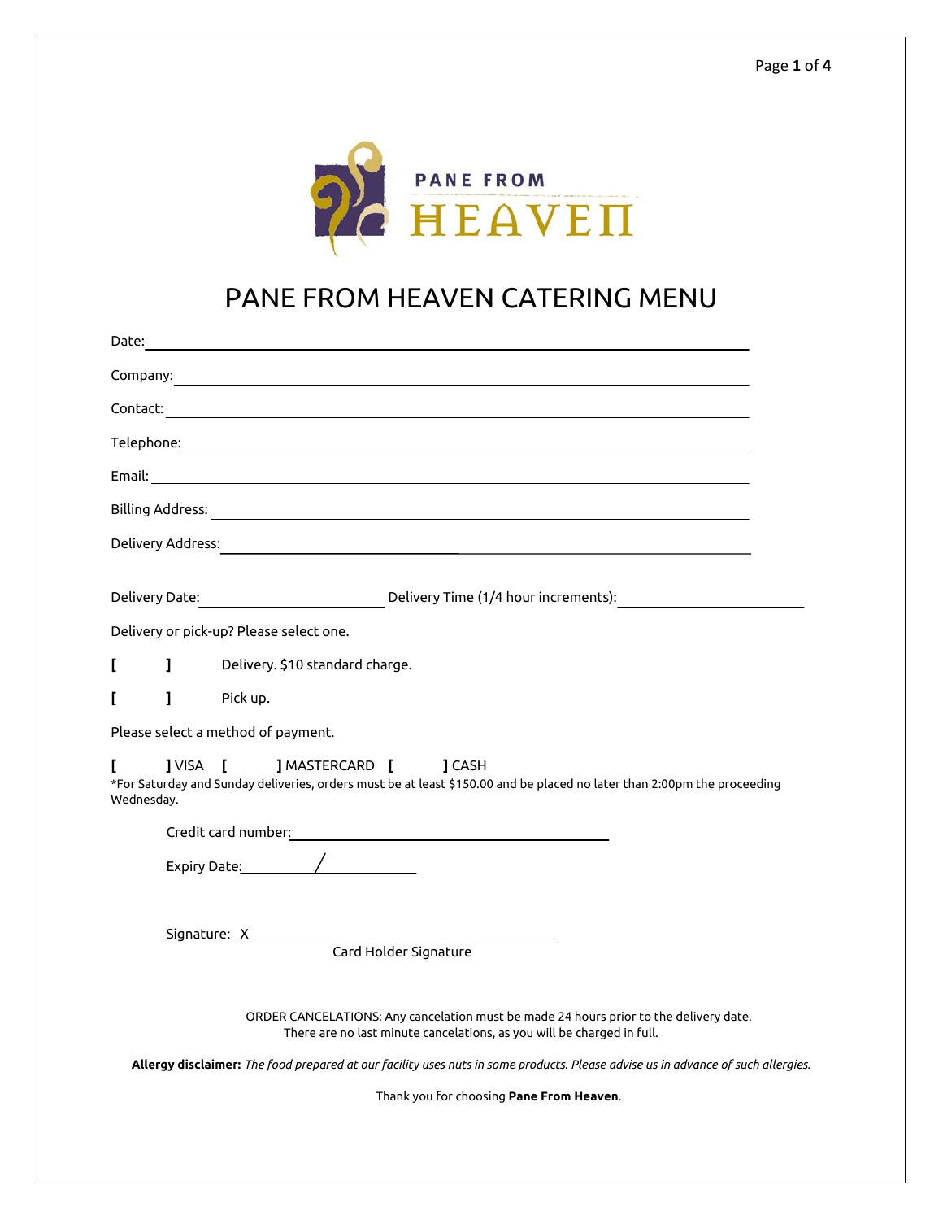# PANE FROM HEAVEN CATERING MENU

Date: ______________________________________________

Company: ______________________________________________

Contact: ______________________________________________

Telephone: ______________________________________________

Email: ______________________________________________

Billing Address: ______________________________________________

Delivery Address: ______________________________________________

Delivery Date: ____________________ Delivery Time (1/4 hour increments): ____________________

Delivery or pick-up? Please select one.

[ ] Delivery. $10 standard charge.

[ ] Pick up.

Please select a method of payment.

[ ] VISA [ ] MASTERCARD [ ] CASH

*For Saturday and Sunday deliveries, orders must be at least $150.00 and be placed no later than 2:00pm the proceeding Wednesday.

Credit card number: ______________________________

Expiry Date: __________ / __________

Signature: X ______________________________
Card Holder Signature

ORDER CANCELATIONS: Any cancelation must be made 24 hours prior to the delivery date. There are no last minute cancelations, as you will be charged in full.

**Allergy disclaimer:** *The food prepared at our facility uses nuts in some products. Please advise us in advance of such allergies.*

Thank you for choosing **Pane From Heaven**.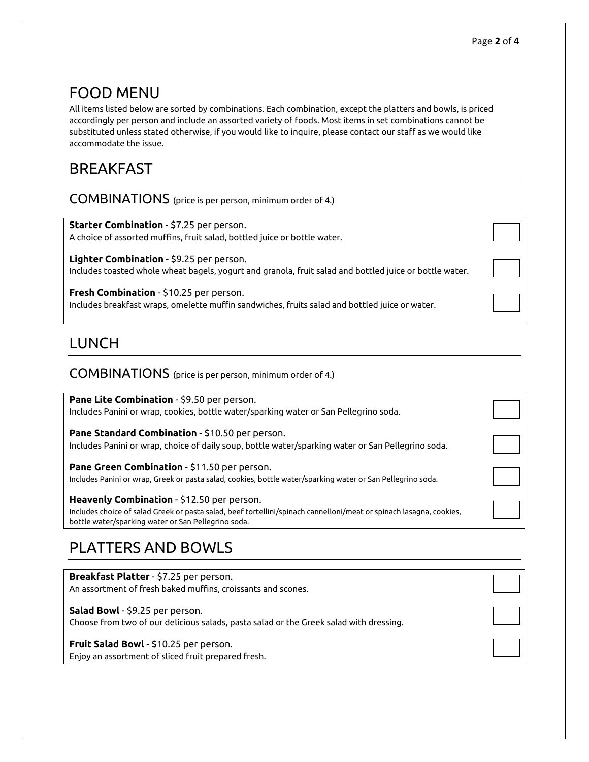# FOOD MENU

All items listed below are sorted by combinations. Each combination, except the platters and bowls, is priced accordingly per person and include an assorted variety of foods. Most items in set combinations cannot be substituted unless stated otherwise, if you would like to inquire, please contact our staff as we would like accommodate the issue.

## BREAKFAST

### COMBINATIONS (price is per person, minimum order of 4.)

**Starter Combination** - $7.25 per person.
A choice of assorted muffins, fruit salad, bottled juice or bottle water.

**Lighter Combination** - $9.25 per person.
Includes toasted whole wheat bagels, yogurt and granola, fruit salad and bottled juice or bottle water.

**Fresh Combination** - $10.25 per person.
Includes breakfast wraps, omelette muffin sandwiches, fruits salad and bottled juice or water.

## LUNCH

### COMBINATIONS (price is per person, minimum order of 4.)

**Pane Lite Combination** - $9.50 per person.
Includes Panini or wrap, cookies, bottle water/sparking water or San Pellegrino soda.

**Pane Standard Combination** - $10.50 per person.
Includes Panini or wrap, choice of daily soup, bottle water/sparking water or San Pellegrino soda.

**Pane Green Combination** - $11.50 per person.
Includes Panini or wrap, Greek or pasta salad, cookies, bottle water/sparking water or San Pellegrino soda.

**Heavenly Combination** - $12.50 per person.
Includes choice of salad Greek or pasta salad, beef tortellini/spinach cannelloni/meat or spinach lasagna, cookies, bottle water/sparking water or San Pellegrino soda.

## PLATTERS AND BOWLS

**Breakfast Platter** - $7.25 per person.
An assortment of fresh baked muffins, croissants and scones.

**Salad Bowl** - $9.25 per person.
Choose from two of our delicious salads, pasta salad or the Greek salad with dressing.

**Fruit Salad Bowl** - $10.25 per person.
Enjoy an assortment of sliced fruit prepared fresh.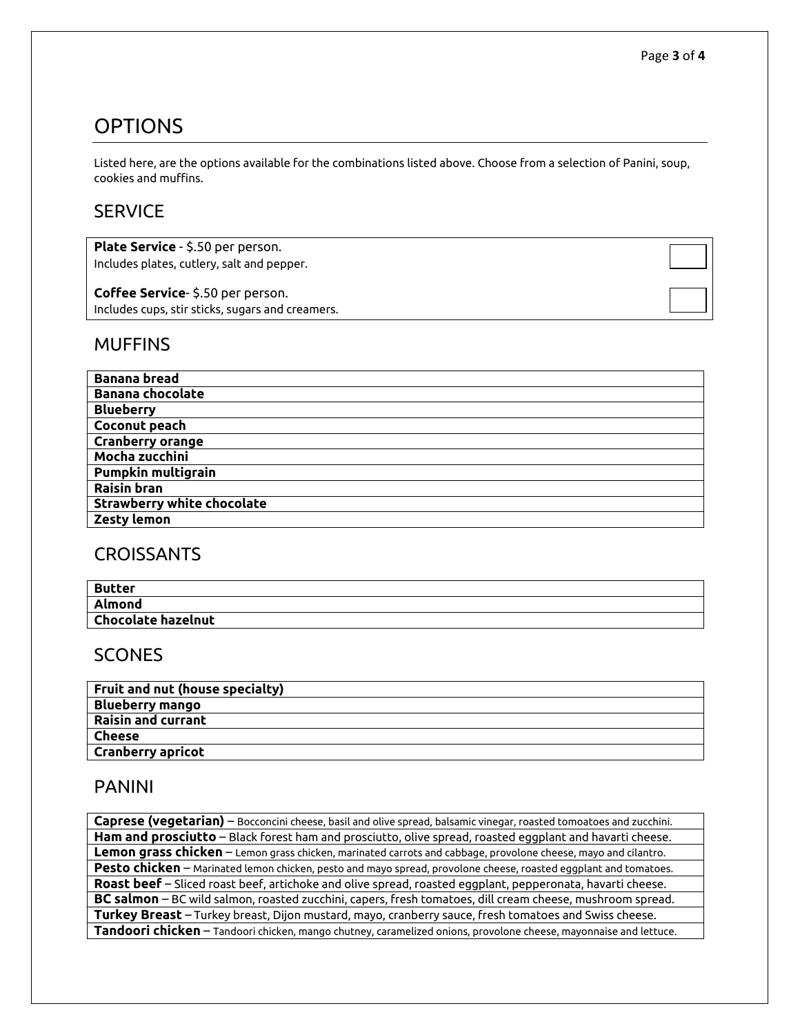# OPTIONS

Listed here, are the options available for the combinations listed above. Choose from a selection of Panini, soup, cookies and muffins.

## SERVICE

| | |
|---|---|
| **Plate Service** - $.50 per person.<br>Includes plates, cutlery, salt and pepper. | ☐ |
| **Coffee Service**- $.50 per person.<br>Includes cups, stir sticks, sugars and creamers. | ☐ |

## MUFFINS

| |
|---|
| **Banana bread** |
| **Banana chocolate** |
| **Blueberry** |
| **Coconut peach** |
| **Cranberry orange** |
| **Mocha zucchini** |
| **Pumpkin multigrain** |
| **Raisin bran** |
| **Strawberry white chocolate** |
| **Zesty lemon** |

## CROISSANTS

| |
|---|
| **Butter** |
| **Almond** |
| **Chocolate hazelnut** |

## SCONES

| |
|---|
| **Fruit and nut (house specialty)** |
| **Blueberry mango** |
| **Raisin and currant** |
| **Cheese** |
| **Cranberry apricot** |

## PANINI

| |
|---|
| **Caprese (vegetarian)** – Bocconcini cheese, basil and olive spread, balsamic vinegar, roasted tomoatoes and zucchini. |
| **Ham and prosciutto** – Black forest ham and prosciutto, olive spread, roasted eggplant and havarti cheese. |
| **Lemon grass chicken** – Lemon grass chicken, marinated carrots and cabbage, provolone cheese, mayo and cilantro. |
| **Pesto chicken** – Marinated lemon chicken, pesto and mayo spread, provolone cheese, roasted eggplant and tomatoes. |
| **Roast beef** – Sliced roast beef, artichoke and olive spread, roasted eggplant, pepperonata, havarti cheese. |
| **BC salmon** – BC wild salmon, roasted zucchini, capers, fresh tomatoes, dill cream cheese, mushroom spread. |
| **Turkey Breast** – Turkey breast, Dijon mustard, mayo, cranberry sauce, fresh tomatoes and Swiss cheese. |
| **Tandoori chicken** – Tandoori chicken, mango chutney, caramelized onions, provolone cheese, mayonnaise and lettuce. |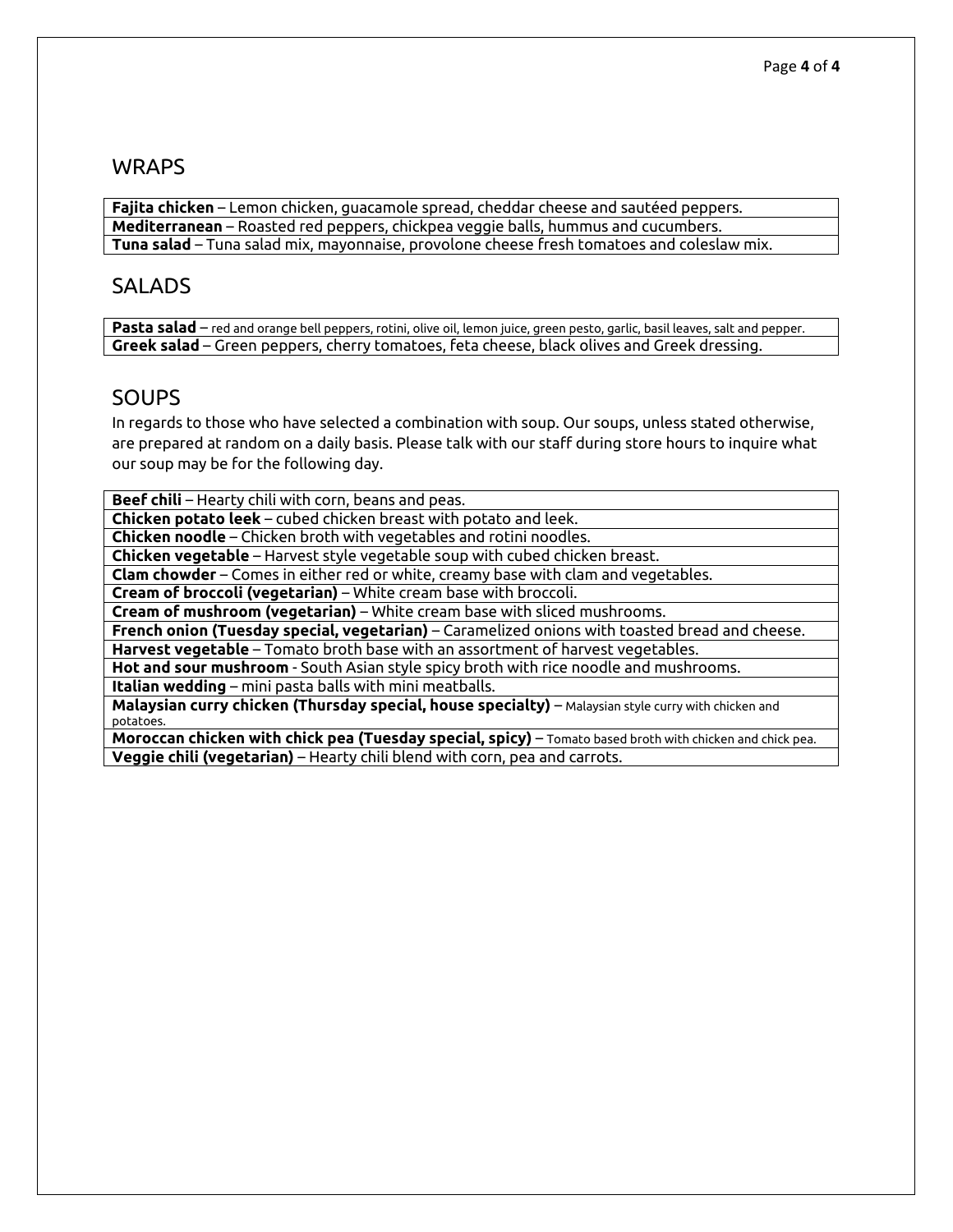## WRAPS

| |
|---|
| **Fajita chicken** – Lemon chicken, guacamole spread, cheddar cheese and sautéed peppers. |
| **Mediterranean** – Roasted red peppers, chickpea veggie balls, hummus and cucumbers. |
| **Tuna salad** – Tuna salad mix, mayonnaise, provolone cheese fresh tomatoes and coleslaw mix. |

## SALADS

| |
|---|
| **Pasta salad** – red and orange bell peppers, rotini, olive oil, lemon juice, green pesto, garlic, basil leaves, salt and pepper. |
| **Greek salad** – Green peppers, cherry tomatoes, feta cheese, black olives and Greek dressing. |

## SOUPS

In regards to those who have selected a combination with soup. Our soups, unless stated otherwise, are prepared at random on a daily basis. Please talk with our staff during store hours to inquire what our soup may be for the following day.

| |
|---|
| **Beef chili** – Hearty chili with corn, beans and peas. |
| **Chicken potato leek** – cubed chicken breast with potato and leek. |
| **Chicken noodle** – Chicken broth with vegetables and rotini noodles. |
| **Chicken vegetable** – Harvest style vegetable soup with cubed chicken breast. |
| **Clam chowder** – Comes in either red or white, creamy base with clam and vegetables. |
| **Cream of broccoli (vegetarian)** – White cream base with broccoli. |
| **Cream of mushroom (vegetarian)** – White cream base with sliced mushrooms. |
| **French onion (Tuesday special, vegetarian)** – Caramelized onions with toasted bread and cheese. |
| **Harvest vegetable** – Tomato broth base with an assortment of harvest vegetables. |
| **Hot and sour mushroom** - South Asian style spicy broth with rice noodle and mushrooms. |
| **Italian wedding** – mini pasta balls with mini meatballs. |
| **Malaysian curry chicken (Thursday special, house specialty)** – Malaysian style curry with chicken and potatoes. |
| **Moroccan chicken with chick pea (Tuesday special, spicy)** – Tomato based broth with chicken and chick pea. |
| **Veggie chili (vegetarian)** – Hearty chili blend with corn, pea and carrots. |